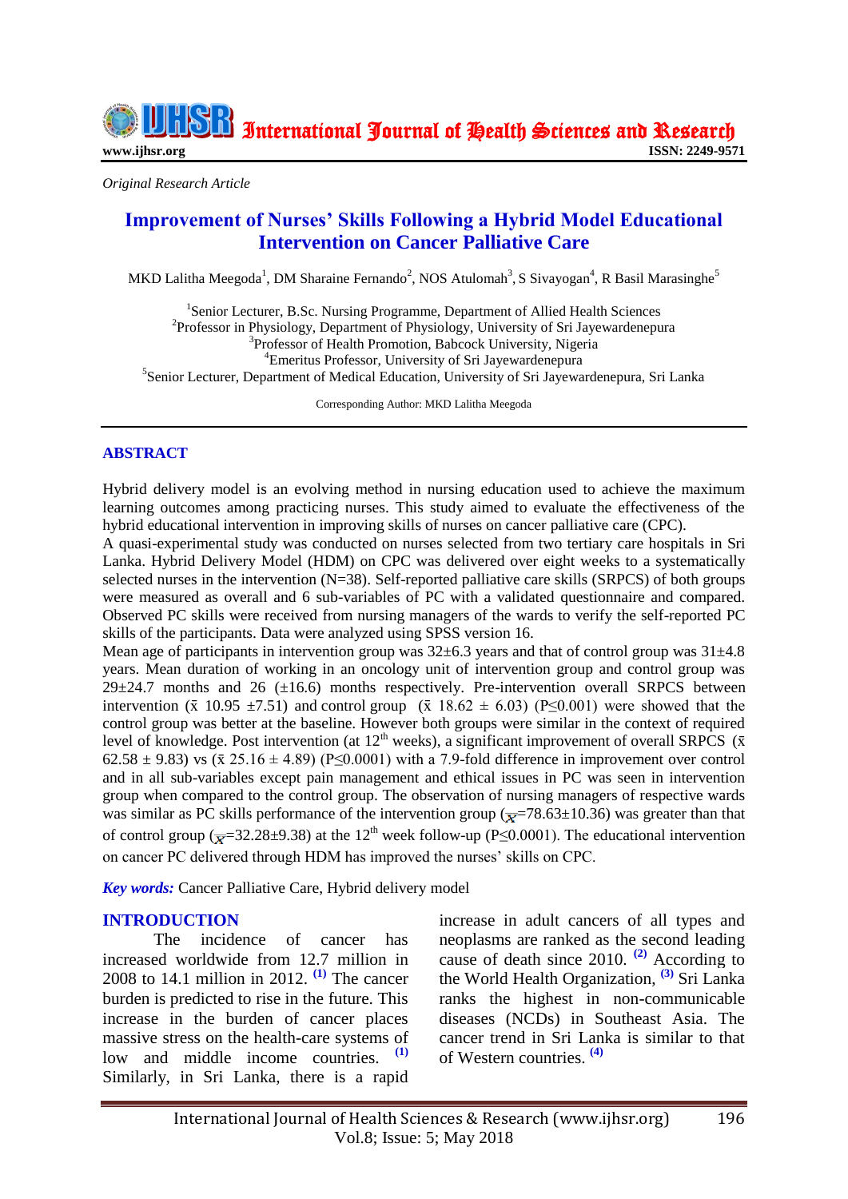*Original Research Article*

# Improvement of Nurses' Skills Following a Hybrid Model Educational Intervention on Cancer Palliative Care

MKD Lalitha Meegoda[1], DM Sharaine Fernando[2], NOS Atulomah[3], S Sivayogan[4], R Basil Marasinghe[5]

[1]Senior Lecturer, B.Sc. Nursing Programme, Department of Allied Health Sciences
[2]Professor in Physiology, Department of Physiology, University of Sri Jayewardenepura
[3]Professor of Health Promotion, Babcock University, Nigeria
[4]Emeritus Professor, University of Sri Jayewardenepura
[5]Senior Lecturer, Department of Medical Education, University of Sri Jayewardenepura, Sri Lanka

Corresponding Author: MKD Lalitha Meegoda

## ABSTRACT

Hybrid delivery model is an evolving method in nursing education used to achieve the maximum learning outcomes among practicing nurses. This study aimed to evaluate the effectiveness of the hybrid educational intervention in improving skills of nurses on cancer palliative care (CPC).

A quasi-experimental study was conducted on nurses selected from two tertiary care hospitals in Sri Lanka. Hybrid Delivery Model (HDM) on CPC was delivered over eight weeks to a systematically selected nurses in the intervention (N=38). Self-reported palliative care skills (SRPCS) of both groups were measured as overall and 6 sub-variables of PC with a validated questionnaire and compared. Observed PC skills were received from nursing managers of the wards to verify the self-reported PC skills of the participants. Data were analyzed using SPSS version 16.

Mean age of participants in intervention group was 32±6.3 years and that of control group was 31±4.8 years. Mean duration of working in an oncology unit of intervention group and control group was 29±24.7 months and 26 (±16.6) months respectively. Pre-intervention overall SRPCS between intervention ($\bar{x}$ 10.95 ±7.51) and control group ($\bar{x}$ 18.62 ± 6.03) ($P \leq 0.001$) were showed that the control group was better at the baseline. However both groups were similar in the context of required level of knowledge. Post intervention (at 12th weeks), a significant improvement of overall SRPCS ($\bar{x}$ 62.58 ± 9.83) vs ($\bar{x}$ 25.16 ± 4.89) ($P \leq 0.0001$) with a 7.9-fold difference in improvement over control and in all sub-variables except pain management and ethical issues in PC was seen in intervention group when compared to the control group. The observation of nursing managers of respective wards was similar as PC skills performance of the intervention group ($\bar{x}$=78.63±10.36) was greater than that of control group ($\bar{x}$=32.28±9.38) at the 12th week follow-up ($P \leq 0.0001$). The educational intervention on cancer PC delivered through HDM has improved the nurses' skills on CPC.

***Key words:*** Cancer Palliative Care, Hybrid delivery model

## INTRODUCTION

The incidence of cancer has increased worldwide from 12.7 million in 2008 to 14.1 million in 2012. [(1)] The cancer burden is predicted to rise in the future. This increase in the burden of cancer places massive stress on the health-care systems of low and middle income countries. [(1)] Similarly, in Sri Lanka, there is a rapid increase in adult cancers of all types and neoplasms are ranked as the second leading cause of death since 2010. [(2)] According to the World Health Organization, [(3)] Sri Lanka ranks the highest in non-communicable diseases (NCDs) in Southeast Asia. The cancer trend in Sri Lanka is similar to that of Western countries. [(4)]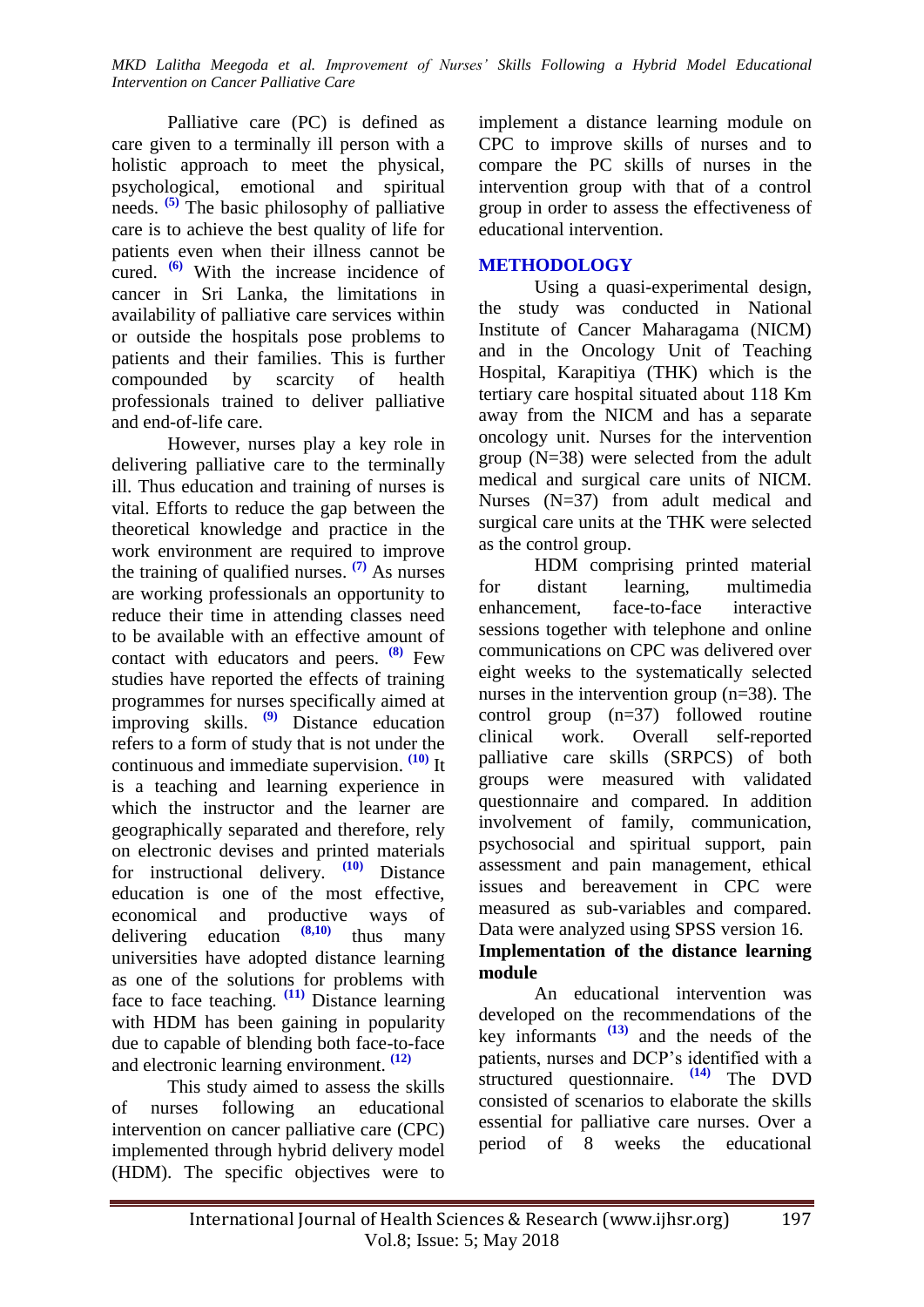Palliative care (PC) is defined as care given to a terminally ill person with a holistic approach to meet the physical, psychological, emotional and spiritual needs. [5] The basic philosophy of palliative care is to achieve the best quality of life for patients even when their illness cannot be cured. [6] With the increase incidence of cancer in Sri Lanka, the limitations in availability of palliative care services within or outside the hospitals pose problems to patients and their families. This is further compounded by scarcity of health professionals trained to deliver palliative and end-of-life care.

However, nurses play a key role in delivering palliative care to the terminally ill. Thus education and training of nurses is vital. Efforts to reduce the gap between the theoretical knowledge and practice in the work environment are required to improve the training of qualified nurses. [7] As nurses are working professionals an opportunity to reduce their time in attending classes need to be available with an effective amount of contact with educators and peers. [8] Few studies have reported the effects of training programmes for nurses specifically aimed at improving skills. [9] Distance education refers to a form of study that is not under the continuous and immediate supervision. [10] It is a teaching and learning experience in which the instructor and the learner are geographically separated and therefore, rely on electronic devises and printed materials for instructional delivery. [10] Distance education is one of the most effective, economical and productive ways of delivering education [8,10] thus many universities have adopted distance learning as one of the solutions for problems with face to face teaching. [11] Distance learning with HDM has been gaining in popularity due to capable of blending both face-to-face and electronic learning environment. [12]

This study aimed to assess the skills of nurses following an educational intervention on cancer palliative care (CPC) implemented through hybrid delivery model (HDM). The specific objectives were to implement a distance learning module on CPC to improve skills of nurses and to compare the PC skills of nurses in the intervention group with that of a control group in order to assess the effectiveness of educational intervention.

## METHODOLOGY

Using a quasi-experimental design, the study was conducted in National Institute of Cancer Maharagama (NICM) and in the Oncology Unit of Teaching Hospital, Karapitiya (THK) which is the tertiary care hospital situated about 118 Km away from the NICM and has a separate oncology unit. Nurses for the intervention group (N=38) were selected from the adult medical and surgical care units of NICM. Nurses (N=37) from adult medical and surgical care units at the THK were selected as the control group.

HDM comprising printed material for distant learning, multimedia enhancement, face-to-face interactive sessions together with telephone and online communications on CPC was delivered over eight weeks to the systematically selected nurses in the intervention group (n=38). The control group (n=37) followed routine clinical work. Overall self-reported palliative care skills (SRPCS) of both groups were measured with validated questionnaire and compared. In addition involvement of family, communication, psychosocial and spiritual support, pain assessment and pain management, ethical issues and bereavement in CPC were measured as sub-variables and compared. Data were analyzed using SPSS version 16.

**Implementation of the distance learning module**

An educational intervention was developed on the recommendations of the key informants [13] and the needs of the patients, nurses and DCP's identified with a structured questionnaire. [14] The DVD consisted of scenarios to elaborate the skills essential for palliative care nurses. Over a period of 8 weeks the educational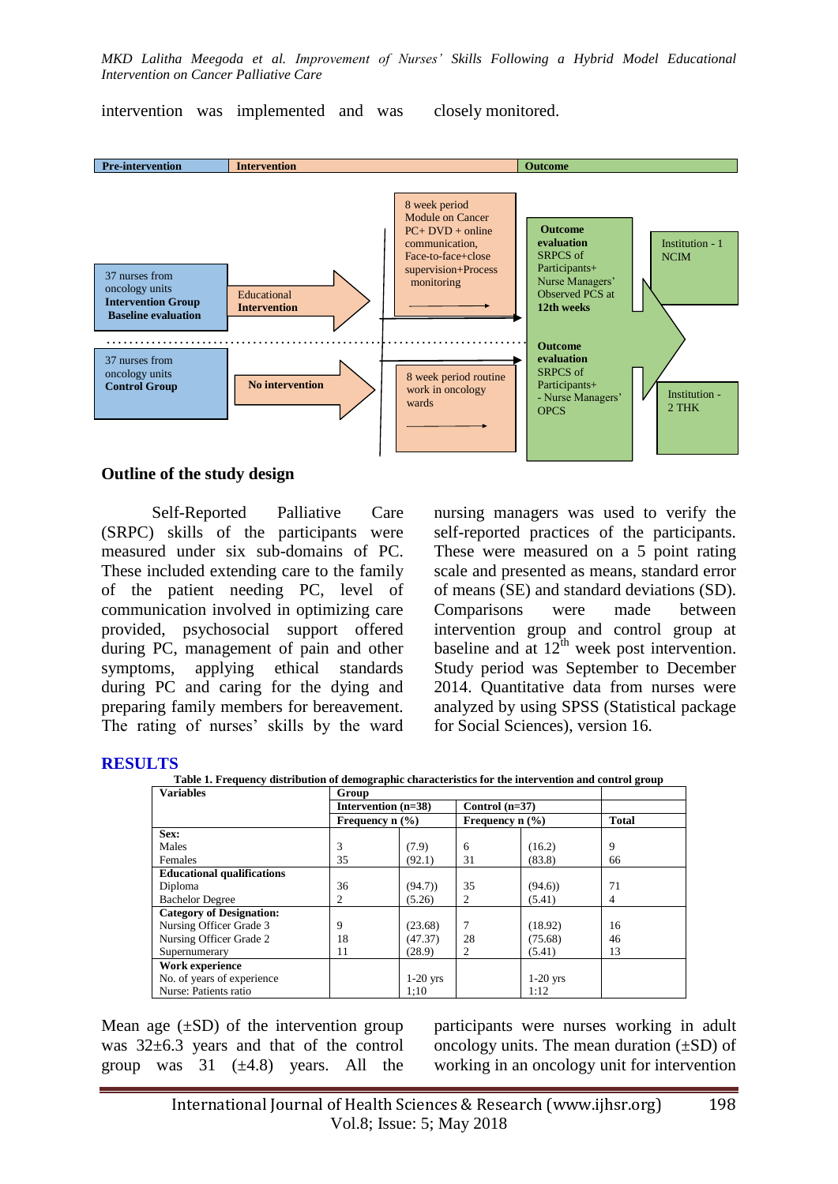intervention was implemented and was closely monitored.

| Pre-intervention | Intervention | | | Outcome | |
|---|---|---|---|---|---|
| 37 nurses from oncology units **Intervention Group Baseline evaluation** | Educational **Intervention** | 8 week period Module on Cancer PC+ DVD + online communication, Face-to-face+close supervision+Process monitoring | | **Outcome evaluation** SRPCS of Participants+ Nurse Managers' Observed PCS at **12th weeks** | Institution - 1 NCIM |
| 37 nurses from oncology units **Control Group** | **No intervention** | 8 week period routine work in oncology wards | | **Outcome evaluation** SRPCS of Participants+ - Nurse Managers' OPCS | Institution - 2 THK |

**Outline of the study design**

Self-Reported Palliative Care (SRPC) skills of the participants were measured under six sub-domains of PC. These included extending care to the family of the patient needing PC, level of communication involved in optimizing care provided, psychosocial support offered during PC, management of pain and other symptoms, applying ethical standards during PC and caring for the dying and preparing family members for bereavement. The rating of nurses' skills by the ward nursing managers was used to verify the self-reported practices of the participants. These were measured on a 5 point rating scale and presented as means, standard error of means (SE) and standard deviations (SD). Comparisons were made between intervention group and control group at baseline and at 12[th] week post intervention. Study period was September to December 2014. Quantitative data from nurses were analyzed by using SPSS (Statistical package for Social Sciences), version 16.

## RESULTS

**Table 1. Frequency distribution of demographic characteristics for the intervention and control group**

| Variables | Group | | | | |
|---|---|---|---|---|---|
| | Intervention (n=38) | | Control (n=37) | | |
| | Frequency n (%) | | Frequency n (%) | | Total |
| **Sex:** | | | | | |
| Males | 3 | (7.9) | 6 | (16.2) | 9 |
| Females | 35 | (92.1) | 31 | (83.8) | 66 |
| **Educational qualifications** | | | | | |
| Diploma | 36 | (94.7)) | 35 | (94.6)) | 71 |
| Bachelor Degree | 2 | (5.26) | 2 | (5.41) | 4 |
| **Category of Designation:** | | | | | |
| Nursing Officer Grade 3 | 9 | (23.68) | 7 | (18.92) | 16 |
| Nursing Officer Grade 2 | 18 | (47.37) | 28 | (75.68) | 46 |
| Supernumerary | 11 | (28.9) | 2 | (5.41) | 13 |
| **Work experience** | | | | | |
| No. of years of experience | | 1-20 yrs | | 1-20 yrs | |
| Nurse: Patients ratio | | 1;10 | | 1:12 | |

Mean age (±SD) of the intervention group was 32±6.3 years and that of the control group was 31 (±4.8) years. All the participants were nurses working in adult oncology units. The mean duration (±SD) of working in an oncology unit for intervention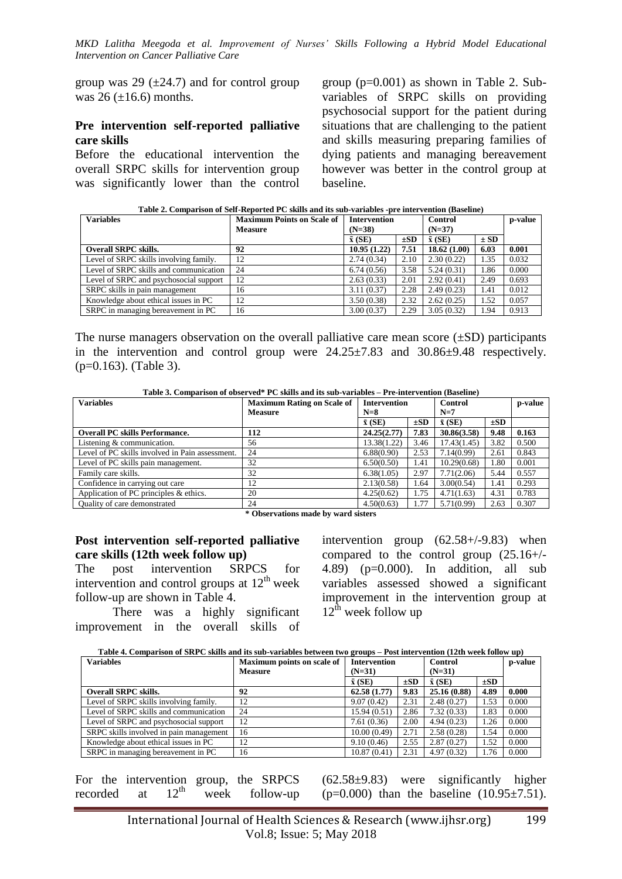group was 29 (±24.7) and for control group was 26 (±16.6) months.

### Pre intervention self-reported palliative care skills

Before the educational intervention the overall SRPC skills for intervention group was significantly lower than the control group (p=0.001) as shown in Table 2. Sub-variables of SRPC skills on providing psychosocial support for the patient during situations that are challenging to the patient and skills measuring preparing families of dying patients and managing bereavement however was better in the control group at baseline.

**Table 2. Comparison of Self-Reported PC skills and its sub-variables -pre intervention (Baseline)**

| Variables | Maximum Points on Scale of Measure | Intervention (N=38) | | Control (N=37) | | p-value |
|---|---|---|---|---|---|---|
| | | x̄ (SE) | ±SD | x̄ (SE) | ± SD | |
| **Overall SRPC skills.** | **92** | **10.95 (1.22)** | **7.51** | **18.62 (1.00)** | **6.03** | **0.001** |
| Level of SRPC skills involving family. | 12 | 2.74 (0.34) | 2.10 | 2.30 (0.22) | 1.35 | 0.032 |
| Level of SRPC skills and communication | 24 | 6.74 (0.56) | 3.58 | 5.24 (0.31) | 1.86 | 0.000 |
| Level of SRPC and psychosocial support | 12 | 2.63 (0.33) | 2.01 | 2.92 (0.41) | 2.49 | 0.693 |
| SRPC skills in pain management | 16 | 3.11 (0.37) | 2.28 | 2.49 (0.23) | 1.41 | 0.012 |
| Knowledge about ethical issues in PC | 12 | 3.50 (0.38) | 2.32 | 2.62 (0.25) | 1.52 | 0.057 |
| SRPC in managing bereavement in PC | 16 | 3.00 (0.37) | 2.29 | 3.05 (0.32) | 1.94 | 0.913 |

The nurse managers observation on the overall palliative care mean score (±SD) participants in the intervention and control group were 24.25±7.83 and 30.86±9.48 respectively. (p=0.163). (Table 3).

**Table 3. Comparison of observed\* PC skills and its sub-variables – Pre-intervention (Baseline)**

| Variables | Maximum Rating on Scale of Measure | Intervention N=8 | | Control N=7 | | p-value |
|---|---|---|---|---|---|---|
| | | x̄ (SE) | ±SD | x̄ (SE) | ±SD | |
| **Overall PC skills Performance.** | **112** | **24.25(2.77)** | **7.83** | **30.86(3.58)** | **9.48** | **0.163** |
| Listening & communication. | 56 | 13.38(1.22) | 3.46 | 17.43(1.45) | 3.82 | 0.500 |
| Level of PC skills involved in Pain assessment. | 24 | 6.88(0.90) | 2.53 | 7.14(0.99) | 2.61 | 0.843 |
| Level of PC skills pain management. | 32 | 6.50(0.50) | 1.41 | 10.29(0.68) | 1.80 | 0.001 |
| Family care skills. | 32 | 6.38(1.05) | 2.97 | 7.71(2.06) | 5.44 | 0.557 |
| Confidence in carrying out care | 12 | 2.13(0.58) | 1.64 | 3.00(0.54) | 1.41 | 0.293 |
| Application of PC principles & ethics. | 20 | 4.25(0.62) | 1.75 | 4.71(1.63) | 4.31 | 0.783 |
| Quality of care demonstrated | 24 | 4.50(0.63) | 1.77 | 5.71(0.99) | 2.63 | 0.307 |

**\* Observations made by ward sisters**

### Post intervention self-reported palliative care skills (12th week follow up)

The post intervention SRPCS for intervention and control groups at 12th week follow-up are shown in Table 4.

There was a highly significant improvement in the overall skills of intervention group (62.58+/-9.83) when compared to the control group (25.16+/-4.89) (p=0.000). In addition, all sub variables assessed showed a significant improvement in the intervention group at 12th week follow up

**Table 4. Comparison of SRPC skills and its sub-variables between two groups – Post intervention (12th week follow up)**

| Variables | Maximum points on scale of Measure | Intervention (N=31) | | Control (N=31) | | p-value |
|---|---|---|---|---|---|---|
| | | x̄ (SE) | ±SD | x̄ (SE) | ±SD | |
| **Overall SRPC skills.** | **92** | **62.58 (1.77)** | **9.83** | **25.16 (0.88)** | **4.89** | **0.000** |
| Level of SRPC skills involving family. | 12 | 9.07 (0.42) | 2.31 | 2.48 (0.27) | 1.53 | 0.000 |
| Level of SRPC skills and communication | 24 | 15.94 (0.51) | 2.86 | 7.32 (0.33) | 1.83 | 0.000 |
| Level of SRPC and psychosocial support | 12 | 7.61 (0.36) | 2.00 | 4.94 (0.23) | 1.26 | 0.000 |
| SRPC skills involved in pain management | 16 | 10.00 (0.49) | 2.71 | 2.58 (0.28) | 1.54 | 0.000 |
| Knowledge about ethical issues in PC | 12 | 9.10 (0.46) | 2.55 | 2.87 (0.27) | 1.52 | 0.000 |
| SRPC in managing bereavement in PC | 16 | 10.87 (0.41) | 2.31 | 4.97 (0.32) | 1.76 | 0.000 |

For the intervention group, the SRPCS recorded at 12th week follow-up (62.58±9.83) were significantly higher (p=0.000) than the baseline (10.95±7.51).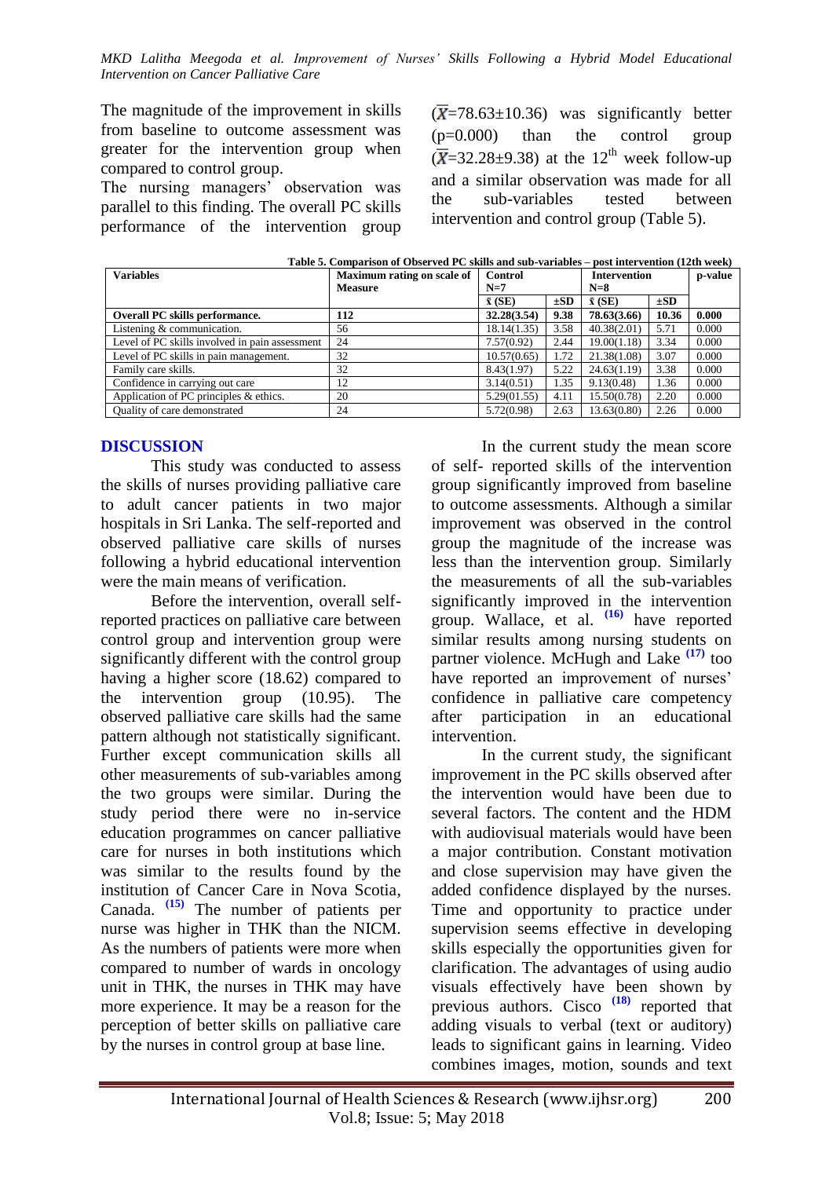The magnitude of the improvement in skills from baseline to outcome assessment was greater for the intervention group when compared to control group.

The nursing managers' observation was parallel to this finding. The overall PC skills performance of the intervention group ($\bar{X}$=78.63±10.36) was significantly better (p=0.000) than the control group ($\bar{X}$=32.28±9.38) at the 12[th] week follow-up and a similar observation was made for all the sub-variables tested between intervention and control group (Table 5).

**Table 5. Comparison of Observed PC skills and sub-variables – post intervention (12th week)**

| Variables | Maximum rating on scale of Measure | Control N=7 | | Intervention N=8 | | p-value |
|---|---|---|---|---|---|---|
| | | x̄ (SE) | ±SD | x̄ (SE) | ±SD | |
| **Overall PC skills performance.** | **112** | **32.28(3.54)** | **9.38** | **78.63(3.66)** | **10.36** | **0.000** |
| Listening & communication. | 56 | 18.14(1.35) | 3.58 | 40.38(2.01) | 5.71 | 0.000 |
| Level of PC skills involved in pain assessment | 24 | 7.57(0.92) | 2.44 | 19.00(1.18) | 3.34 | 0.000 |
| Level of PC skills in pain management. | 32 | 10.57(0.65) | 1.72 | 21.38(1.08) | 3.07 | 0.000 |
| Family care skills. | 32 | 8.43(1.97) | 5.22 | 24.63(1.19) | 3.38 | 0.000 |
| Confidence in carrying out care | 12 | 3.14(0.51) | 1.35 | 9.13(0.48) | 1.36 | 0.000 |
| Application of PC principles & ethics. | 20 | 5.29(01.55) | 4.11 | 15.50(0.78) | 2.20 | 0.000 |
| Quality of care demonstrated | 24 | 5.72(0.98) | 2.63 | 13.63(0.80) | 2.26 | 0.000 |

## DISCUSSION

This study was conducted to assess the skills of nurses providing palliative care to adult cancer patients in two major hospitals in Sri Lanka. The self-reported and observed palliative care skills of nurses following a hybrid educational intervention were the main means of verification.

Before the intervention, overall self-reported practices on palliative care between control group and intervention group were significantly different with the control group having a higher score (18.62) compared to the intervention group (10.95). The observed palliative care skills had the same pattern although not statistically significant. Further except communication skills all other measurements of sub-variables among the two groups were similar. During the study period there were no in-service education programmes on cancer palliative care for nurses in both institutions which was similar to the results found by the institution of Cancer Care in Nova Scotia, Canada. [15] The number of patients per nurse was higher in THK than the NICM. As the numbers of patients were more when compared to number of wards in oncology unit in THK, the nurses in THK may have more experience. It may be a reason for the perception of better skills on palliative care by the nurses in control group at base line.

In the current study the mean score of self- reported skills of the intervention group significantly improved from baseline to outcome assessments. Although a similar improvement was observed in the control group the magnitude of the increase was less than the intervention group. Similarly the measurements of all the sub-variables significantly improved in the intervention group. Wallace, et al. [16] have reported similar results among nursing students on partner violence. McHugh and Lake [17] too have reported an improvement of nurses' confidence in palliative care competency after participation in an educational intervention.

In the current study, the significant improvement in the PC skills observed after the intervention would have been due to several factors. The content and the HDM with audiovisual materials would have been a major contribution. Constant motivation and close supervision may have given the added confidence displayed by the nurses. Time and opportunity to practice under supervision seems effective in developing skills especially the opportunities given for clarification. The advantages of using audio visuals effectively have been shown by previous authors. Cisco [18] reported that adding visuals to verbal (text or auditory) leads to significant gains in learning. Video combines images, motion, sounds and text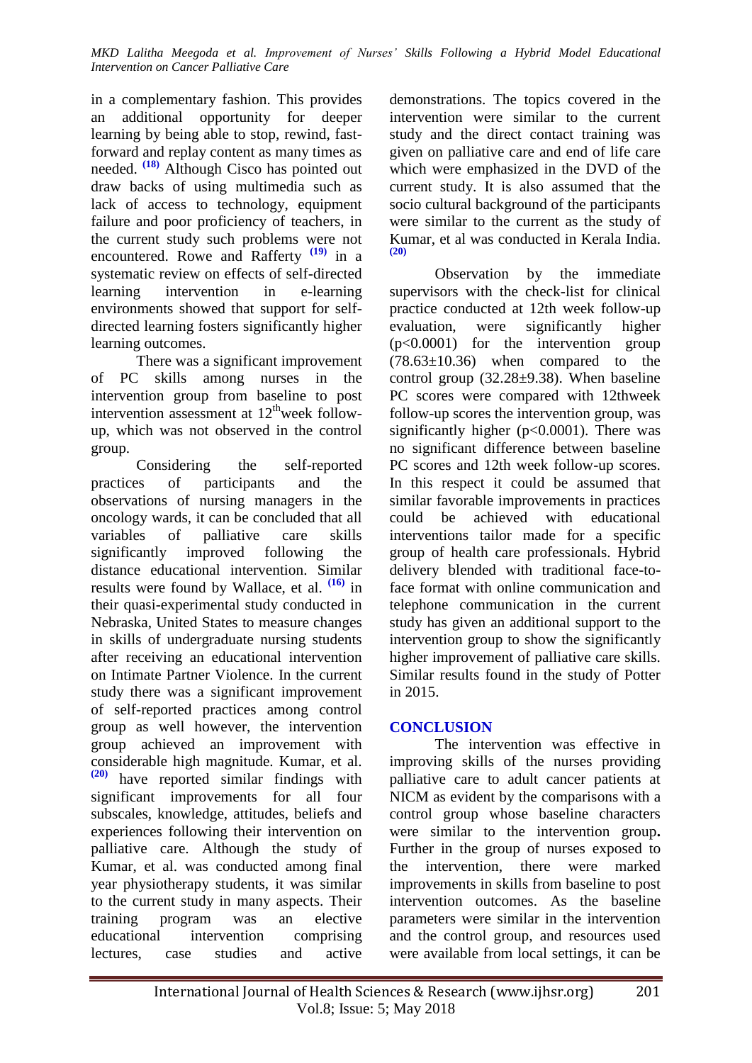in a complementary fashion. This provides an additional opportunity for deeper learning by being able to stop, rewind, fast-forward and replay content as many times as needed. [18] Although Cisco has pointed out draw backs of using multimedia such as lack of access to technology, equipment failure and poor proficiency of teachers, in the current study such problems were not encountered. Rowe and Rafferty [19] in a systematic review on effects of self-directed learning intervention in e-learning environments showed that support for self-directed learning fosters significantly higher learning outcomes.

There was a significant improvement of PC skills among nurses in the intervention group from baseline to post intervention assessment at 12thweek follow-up, which was not observed in the control group.

Considering the self-reported practices of participants and the observations of nursing managers in the oncology wards, it can be concluded that all variables of palliative care skills significantly improved following the distance educational intervention. Similar results were found by Wallace, et al. [16] in their quasi-experimental study conducted in Nebraska, United States to measure changes in skills of undergraduate nursing students after receiving an educational intervention on Intimate Partner Violence. In the current study there was a significant improvement of self-reported practices among control group as well however, the intervention group achieved an improvement with considerable high magnitude. Kumar, et al. [20] have reported similar findings with significant improvements for all four subscales, knowledge, attitudes, beliefs and experiences following their intervention on palliative care. Although the study of Kumar, et al. was conducted among final year physiotherapy students, it was similar to the current study in many aspects. Their training program was an elective educational intervention comprising lectures, case studies and active demonstrations. The topics covered in the intervention were similar to the current study and the direct contact training was given on palliative care and end of life care which were emphasized in the DVD of the current study. It is also assumed that the socio cultural background of the participants were similar to the current as the study of Kumar, et al was conducted in Kerala India. [20]

Observation by the immediate supervisors with the check-list for clinical practice conducted at 12th week follow-up evaluation, were significantly higher ($p<0.0001$) for the intervention group ($78.63\pm10.36$) when compared to the control group ($32.28\pm9.38$). When baseline PC scores were compared with 12thweek follow-up scores the intervention group, was significantly higher ($p<0.0001$). There was no significant difference between baseline PC scores and 12th week follow-up scores. In this respect it could be assumed that similar favorable improvements in practices could be achieved with educational interventions tailor made for a specific group of health care professionals. Hybrid delivery blended with traditional face-to-face format with online communication and telephone communication in the current study has given an additional support to the intervention group to show the significantly higher improvement of palliative care skills. Similar results found in the study of Potter in 2015.

## CONCLUSION

The intervention was effective in improving skills of the nurses providing palliative care to adult cancer patients at NICM as evident by the comparisons with a control group whose baseline characters were similar to the intervention group**.** Further in the group of nurses exposed to the intervention, there were marked improvements in skills from baseline to post intervention outcomes. As the baseline parameters were similar in the intervention and the control group, and resources used were available from local settings, it can be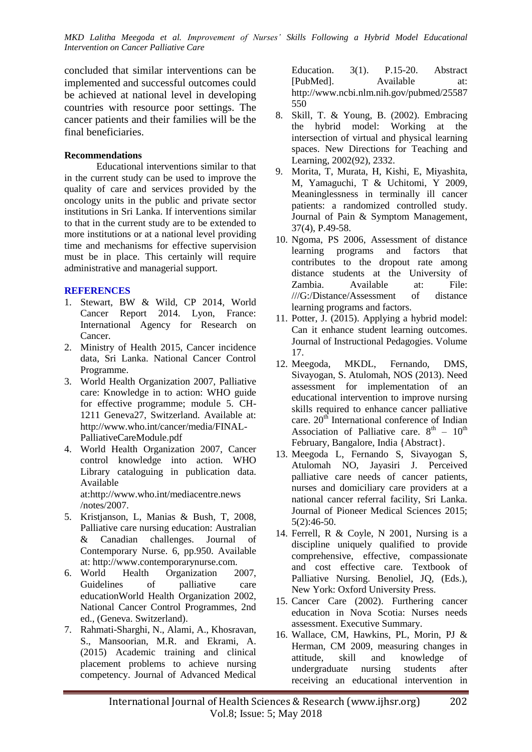concluded that similar interventions can be implemented and successful outcomes could be achieved at national level in developing countries with resource poor settings. The cancer patients and their families will be the final beneficiaries.

**Recommendations**

Educational interventions similar to that in the current study can be used to improve the quality of care and services provided by the oncology units in the public and private sector institutions in Sri Lanka. If interventions similar to that in the current study are to be extended to more institutions or at a national level providing time and mechanisms for effective supervision must be in place. This certainly will require administrative and managerial support.

## REFERENCES

1. Stewart, BW & Wild, CP 2014, World Cancer Report 2014. Lyon, France: International Agency for Research on Cancer.
2. Ministry of Health 2015, Cancer incidence data, Sri Lanka. National Cancer Control Programme.
3. World Health Organization 2007, Palliative care: Knowledge in to action: WHO guide for effective programme; module 5. CH-1211 Geneva27, Switzerland. Available at: http://www.who.int/cancer/media/FINAL-PalliativeCareModule.pdf
4. World Health Organization 2007, Cancer control knowledge into action. WHO Library cataloguing in publication data. Available at:http://www.who.int/mediacentre.news /notes/2007.
5. Kristjanson, L, Manias & Bush, T, 2008, Palliative care nursing education: Australian & Canadian challenges. Journal of Contemporary Nurse. 6, pp.950. Available at: http://www.contemporarynurse.com.
6. World Health Organization 2007, Guidelines of palliative care educationWorld Health Organization 2002, National Cancer Control Programmes, 2nd ed., (Geneva. Switzerland).
7. Rahmati-Sharghi, N., Alami, A., Khosravan, S., Mansoorian, M.R. and Ekrami, A. (2015) Academic training and clinical placement problems to achieve nursing competency. Journal of Advanced Medical Education. 3(1). P.15-20. Abstract [PubMed]. Available at: http://www.ncbi.nlm.nih.gov/pubmed/25587550
8. Skill, T. & Young, B. (2002). Embracing the hybrid model: Working at the intersection of virtual and physical learning spaces. New Directions for Teaching and Learning, 2002(92), 2332.
9. Morita, T, Murata, H, Kishi, E, Miyashita, M, Yamaguchi, T & Uchitomi, Y 2009, Meaninglessness in terminally ill cancer patients: a randomized controlled study. Journal of Pain & Symptom Management, 37(4), P.49-58.
10. Ngoma, PS 2006, Assessment of distance learning programs and factors that contributes to the dropout rate among distance students at the University of Zambia. Available at: File: ///G:/Distance/Assessment of distance learning programs and factors.
11. Potter, J. (2015). Applying a hybrid model: Can it enhance student learning outcomes. Journal of Instructional Pedagogies. Volume 17.
12. Meegoda, MKDL, Fernando, DMS, Sivayogan, S. Atulomah, NOS (2013). Need assessment for implementation of an educational intervention to improve nursing skills required to enhance cancer palliative care. 20th International conference of Indian Association of Palliative care. 8th – 10th February, Bangalore, India {Abstract}.
13. Meegoda L, Fernando S, Sivayogan S, Atulomah NO, Jayasiri J. Perceived palliative care needs of cancer patients, nurses and domiciliary care providers at a national cancer referral facility, Sri Lanka. Journal of Pioneer Medical Sciences 2015; 5(2):46-50.
14. Ferrell, R & Coyle, N 2001, Nursing is a discipline uniquely qualified to provide comprehensive, effective, compassionate and cost effective care. Textbook of Palliative Nursing. Benoliel, JQ, (Eds.), New York: Oxford University Press.
15. Cancer Care (2002). Furthering cancer education in Nova Scotia: Nurses needs assessment. Executive Summary.
16. Wallace, CM, Hawkins, PL, Morin, PJ & Herman, CM 2009, measuring changes in attitude, skill and knowledge of undergraduate nursing students after receiving an educational intervention in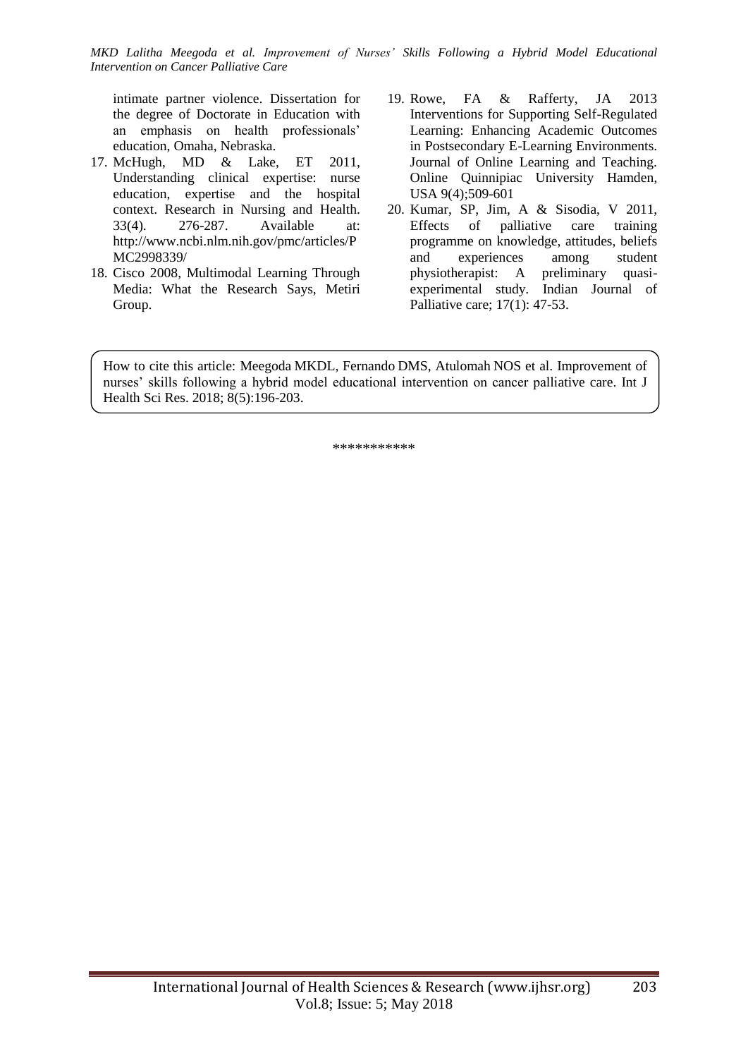intimate partner violence. Dissertation for the degree of Doctorate in Education with an emphasis on health professionals' education, Omaha, Nebraska.

17. McHugh, MD & Lake, ET 2011, Understanding clinical expertise: nurse education, expertise and the hospital context. Research in Nursing and Health. 33(4). 276-287. Available at: http://www.ncbi.nlm.nih.gov/pmc/articles/PMC2998339/
18. Cisco 2008, Multimodal Learning Through Media: What the Research Says, Metiri Group.
19. Rowe, FA & Rafferty, JA 2013 Interventions for Supporting Self-Regulated Learning: Enhancing Academic Outcomes in Postsecondary E-Learning Environments. Journal of Online Learning and Teaching. Online Quinnipiac University Hamden, USA 9(4);509-601
20. Kumar, SP, Jim, A & Sisodia, V 2011, Effects of palliative care training programme on knowledge, attitudes, beliefs and experiences among student physiotherapist: A preliminary quasi-experimental study. Indian Journal of Palliative care; 17(1): 47-53.

How to cite this article: Meegoda MKDL, Fernando DMS, Atulomah NOS et al. Improvement of nurses' skills following a hybrid model educational intervention on cancer palliative care. Int J Health Sci Res. 2018; 8(5):196-203.

***********